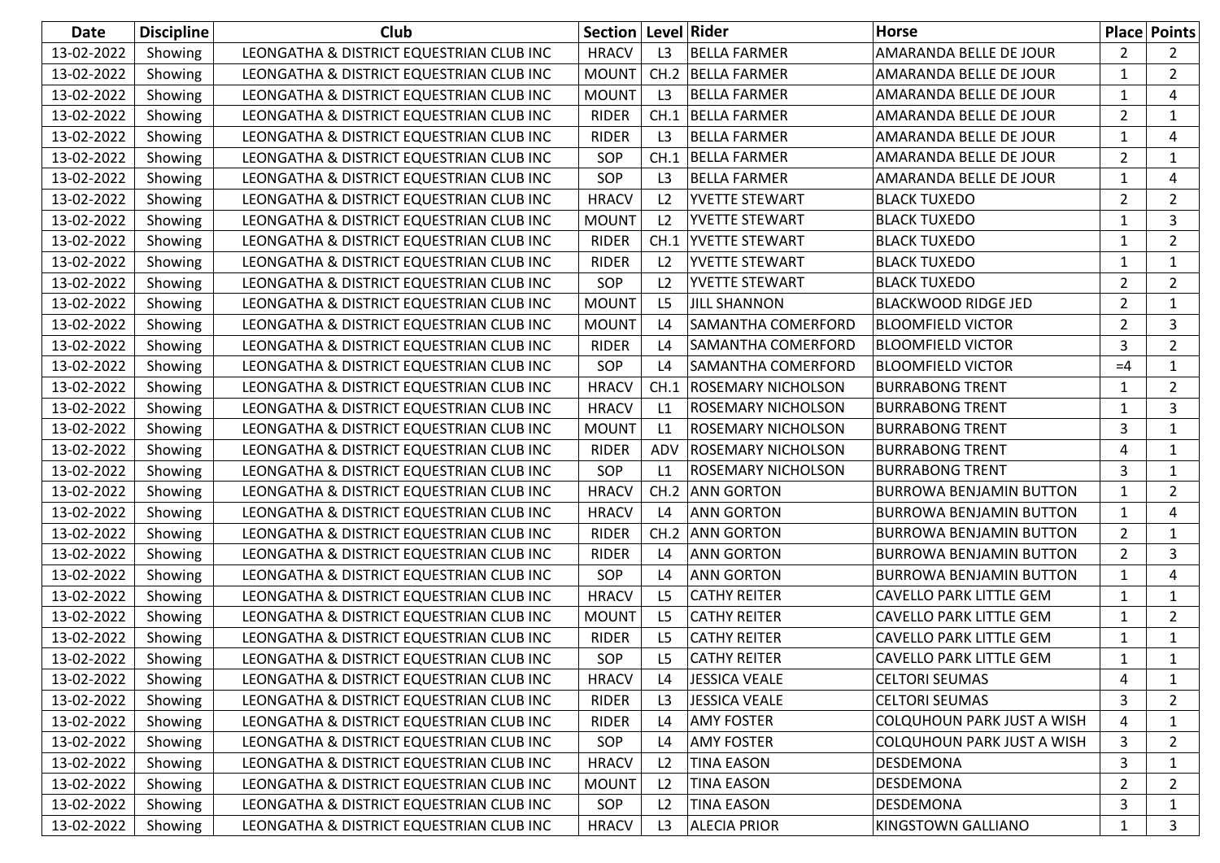| Date | Discipline | Club | Section | Level | Rider | Horse | Place | Points |
|---|---|---|---|---|---|---|---|---|
| 13-02-2022 | Showing | LEONGATHA & DISTRICT EQUESTRIAN CLUB INC | HRACV | L3 | BELLA FARMER | AMARANDA BELLE DE JOUR | 2 | 2 |
| 13-02-2022 | Showing | LEONGATHA & DISTRICT EQUESTRIAN CLUB INC | MOUNT | CH.2 | BELLA FARMER | AMARANDA BELLE DE JOUR | 1 | 2 |
| 13-02-2022 | Showing | LEONGATHA & DISTRICT EQUESTRIAN CLUB INC | MOUNT | L3 | BELLA FARMER | AMARANDA BELLE DE JOUR | 1 | 4 |
| 13-02-2022 | Showing | LEONGATHA & DISTRICT EQUESTRIAN CLUB INC | RIDER | CH.1 | BELLA FARMER | AMARANDA BELLE DE JOUR | 2 | 1 |
| 13-02-2022 | Showing | LEONGATHA & DISTRICT EQUESTRIAN CLUB INC | RIDER | L3 | BELLA FARMER | AMARANDA BELLE DE JOUR | 1 | 4 |
| 13-02-2022 | Showing | LEONGATHA & DISTRICT EQUESTRIAN CLUB INC | SOP | CH.1 | BELLA FARMER | AMARANDA BELLE DE JOUR | 2 | 1 |
| 13-02-2022 | Showing | LEONGATHA & DISTRICT EQUESTRIAN CLUB INC | SOP | L3 | BELLA FARMER | AMARANDA BELLE DE JOUR | 1 | 4 |
| 13-02-2022 | Showing | LEONGATHA & DISTRICT EQUESTRIAN CLUB INC | HRACV | L2 | YVETTE STEWART | BLACK TUXEDO | 2 | 2 |
| 13-02-2022 | Showing | LEONGATHA & DISTRICT EQUESTRIAN CLUB INC | MOUNT | L2 | YVETTE STEWART | BLACK TUXEDO | 1 | 3 |
| 13-02-2022 | Showing | LEONGATHA & DISTRICT EQUESTRIAN CLUB INC | RIDER | CH.1 | YVETTE STEWART | BLACK TUXEDO | 1 | 2 |
| 13-02-2022 | Showing | LEONGATHA & DISTRICT EQUESTRIAN CLUB INC | RIDER | L2 | YVETTE STEWART | BLACK TUXEDO | 1 | 1 |
| 13-02-2022 | Showing | LEONGATHA & DISTRICT EQUESTRIAN CLUB INC | SOP | L2 | YVETTE STEWART | BLACK TUXEDO | 2 | 2 |
| 13-02-2022 | Showing | LEONGATHA & DISTRICT EQUESTRIAN CLUB INC | MOUNT | L5 | JILL SHANNON | BLACKWOOD RIDGE JED | 2 | 1 |
| 13-02-2022 | Showing | LEONGATHA & DISTRICT EQUESTRIAN CLUB INC | MOUNT | L4 | SAMANTHA COMERFORD | BLOOMFIELD VICTOR | 2 | 3 |
| 13-02-2022 | Showing | LEONGATHA & DISTRICT EQUESTRIAN CLUB INC | RIDER | L4 | SAMANTHA COMERFORD | BLOOMFIELD VICTOR | 3 | 2 |
| 13-02-2022 | Showing | LEONGATHA & DISTRICT EQUESTRIAN CLUB INC | SOP | L4 | SAMANTHA COMERFORD | BLOOMFIELD VICTOR | =4 | 1 |
| 13-02-2022 | Showing | LEONGATHA & DISTRICT EQUESTRIAN CLUB INC | HRACV | CH.1 | ROSEMARY NICHOLSON | BURRABONG TRENT | 1 | 2 |
| 13-02-2022 | Showing | LEONGATHA & DISTRICT EQUESTRIAN CLUB INC | HRACV | L1 | ROSEMARY NICHOLSON | BURRABONG TRENT | 1 | 3 |
| 13-02-2022 | Showing | LEONGATHA & DISTRICT EQUESTRIAN CLUB INC | MOUNT | L1 | ROSEMARY NICHOLSON | BURRABONG TRENT | 3 | 1 |
| 13-02-2022 | Showing | LEONGATHA & DISTRICT EQUESTRIAN CLUB INC | RIDER | ADV | ROSEMARY NICHOLSON | BURRABONG TRENT | 4 | 1 |
| 13-02-2022 | Showing | LEONGATHA & DISTRICT EQUESTRIAN CLUB INC | SOP | L1 | ROSEMARY NICHOLSON | BURRABONG TRENT | 3 | 1 |
| 13-02-2022 | Showing | LEONGATHA & DISTRICT EQUESTRIAN CLUB INC | HRACV | CH.2 | ANN GORTON | BURROWA BENJAMIN BUTTON | 1 | 2 |
| 13-02-2022 | Showing | LEONGATHA & DISTRICT EQUESTRIAN CLUB INC | HRACV | L4 | ANN GORTON | BURROWA BENJAMIN BUTTON | 1 | 4 |
| 13-02-2022 | Showing | LEONGATHA & DISTRICT EQUESTRIAN CLUB INC | RIDER | CH.2 | ANN GORTON | BURROWA BENJAMIN BUTTON | 2 | 1 |
| 13-02-2022 | Showing | LEONGATHA & DISTRICT EQUESTRIAN CLUB INC | RIDER | L4 | ANN GORTON | BURROWA BENJAMIN BUTTON | 2 | 3 |
| 13-02-2022 | Showing | LEONGATHA & DISTRICT EQUESTRIAN CLUB INC | SOP | L4 | ANN GORTON | BURROWA BENJAMIN BUTTON | 1 | 4 |
| 13-02-2022 | Showing | LEONGATHA & DISTRICT EQUESTRIAN CLUB INC | HRACV | L5 | CATHY REITER | CAVELLO PARK LITTLE GEM | 1 | 1 |
| 13-02-2022 | Showing | LEONGATHA & DISTRICT EQUESTRIAN CLUB INC | MOUNT | L5 | CATHY REITER | CAVELLO PARK LITTLE GEM | 1 | 2 |
| 13-02-2022 | Showing | LEONGATHA & DISTRICT EQUESTRIAN CLUB INC | RIDER | L5 | CATHY REITER | CAVELLO PARK LITTLE GEM | 1 | 1 |
| 13-02-2022 | Showing | LEONGATHA & DISTRICT EQUESTRIAN CLUB INC | SOP | L5 | CATHY REITER | CAVELLO PARK LITTLE GEM | 1 | 1 |
| 13-02-2022 | Showing | LEONGATHA & DISTRICT EQUESTRIAN CLUB INC | HRACV | L4 | JESSICA VEALE | CELTORI SEUMAS | 4 | 1 |
| 13-02-2022 | Showing | LEONGATHA & DISTRICT EQUESTRIAN CLUB INC | RIDER | L3 | JESSICA VEALE | CELTORI SEUMAS | 3 | 2 |
| 13-02-2022 | Showing | LEONGATHA & DISTRICT EQUESTRIAN CLUB INC | RIDER | L4 | AMY FOSTER | COLQUHOUN PARK JUST A WISH | 4 | 1 |
| 13-02-2022 | Showing | LEONGATHA & DISTRICT EQUESTRIAN CLUB INC | SOP | L4 | AMY FOSTER | COLQUHOUN PARK JUST A WISH | 3 | 2 |
| 13-02-2022 | Showing | LEONGATHA & DISTRICT EQUESTRIAN CLUB INC | HRACV | L2 | TINA EASON | DESDEMONA | 3 | 1 |
| 13-02-2022 | Showing | LEONGATHA & DISTRICT EQUESTRIAN CLUB INC | MOUNT | L2 | TINA EASON | DESDEMONA | 2 | 2 |
| 13-02-2022 | Showing | LEONGATHA & DISTRICT EQUESTRIAN CLUB INC | SOP | L2 | TINA EASON | DESDEMONA | 3 | 1 |
| 13-02-2022 | Showing | LEONGATHA & DISTRICT EQUESTRIAN CLUB INC | HRACV | L3 | ALECIA PRIOR | KINGSTOWN GALLIANO | 1 | 3 |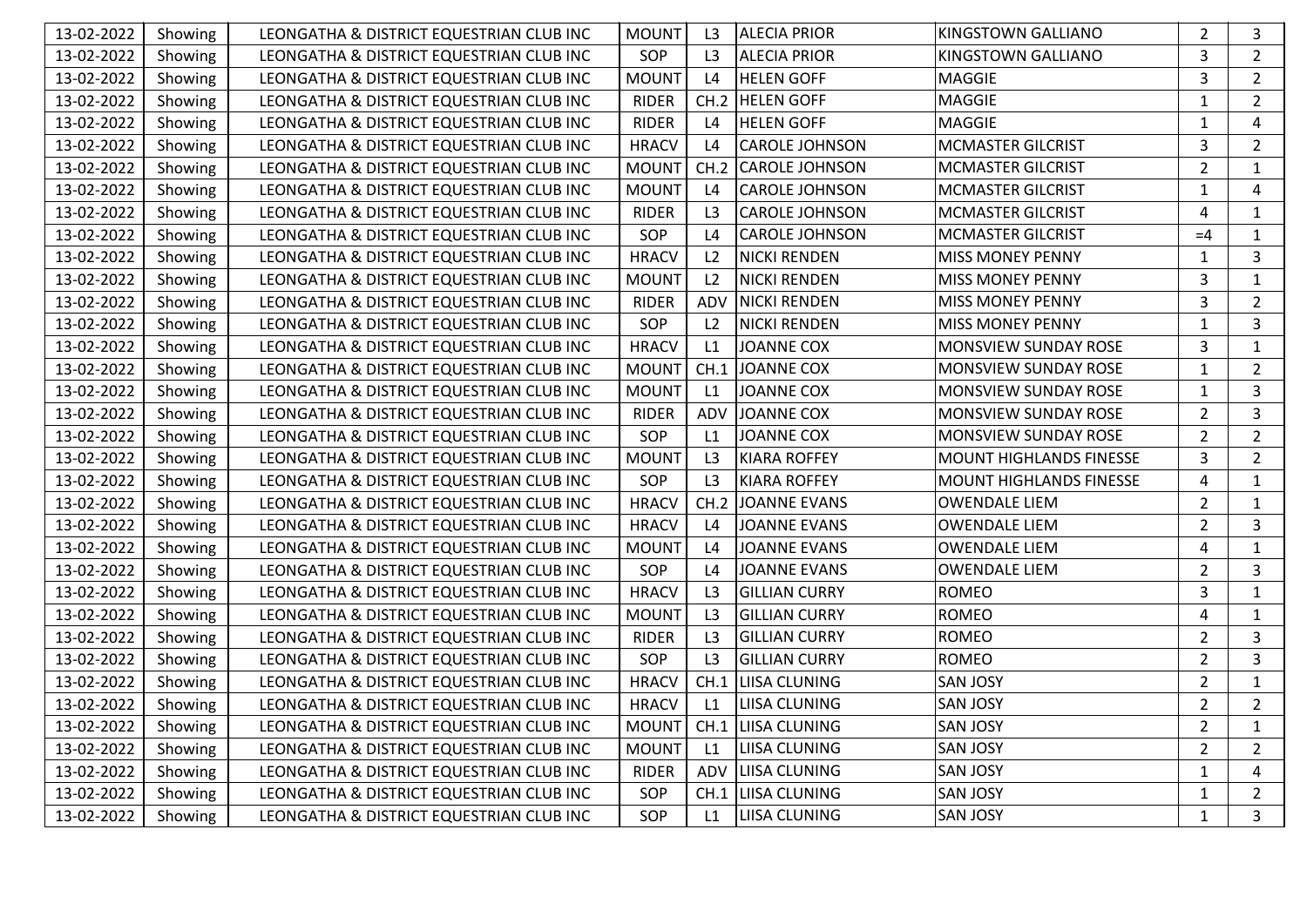| | | | | | | | | |
|---|---|---|---|---|---|---|---|---|
| 13-02-2022 | Showing | LEONGATHA & DISTRICT EQUESTRIAN CLUB INC | MOUNT | L3 | ALECIA PRIOR | KINGSTOWN GALLIANO | 2 | 3 |
| 13-02-2022 | Showing | LEONGATHA & DISTRICT EQUESTRIAN CLUB INC | SOP | L3 | ALECIA PRIOR | KINGSTOWN GALLIANO | 3 | 2 |
| 13-02-2022 | Showing | LEONGATHA & DISTRICT EQUESTRIAN CLUB INC | MOUNT | L4 | HELEN GOFF | MAGGIE | 3 | 2 |
| 13-02-2022 | Showing | LEONGATHA & DISTRICT EQUESTRIAN CLUB INC | RIDER | CH.2 | HELEN GOFF | MAGGIE | 1 | 2 |
| 13-02-2022 | Showing | LEONGATHA & DISTRICT EQUESTRIAN CLUB INC | RIDER | L4 | HELEN GOFF | MAGGIE | 1 | 4 |
| 13-02-2022 | Showing | LEONGATHA & DISTRICT EQUESTRIAN CLUB INC | HRACV | L4 | CAROLE JOHNSON | MCMASTER GILCRIST | 3 | 2 |
| 13-02-2022 | Showing | LEONGATHA & DISTRICT EQUESTRIAN CLUB INC | MOUNT | CH.2 | CAROLE JOHNSON | MCMASTER GILCRIST | 2 | 1 |
| 13-02-2022 | Showing | LEONGATHA & DISTRICT EQUESTRIAN CLUB INC | MOUNT | L4 | CAROLE JOHNSON | MCMASTER GILCRIST | 1 | 4 |
| 13-02-2022 | Showing | LEONGATHA & DISTRICT EQUESTRIAN CLUB INC | RIDER | L3 | CAROLE JOHNSON | MCMASTER GILCRIST | 4 | 1 |
| 13-02-2022 | Showing | LEONGATHA & DISTRICT EQUESTRIAN CLUB INC | SOP | L4 | CAROLE JOHNSON | MCMASTER GILCRIST | =4 | 1 |
| 13-02-2022 | Showing | LEONGATHA & DISTRICT EQUESTRIAN CLUB INC | HRACV | L2 | NICKI RENDEN | MISS MONEY PENNY | 1 | 3 |
| 13-02-2022 | Showing | LEONGATHA & DISTRICT EQUESTRIAN CLUB INC | MOUNT | L2 | NICKI RENDEN | MISS MONEY PENNY | 3 | 1 |
| 13-02-2022 | Showing | LEONGATHA & DISTRICT EQUESTRIAN CLUB INC | RIDER | ADV | NICKI RENDEN | MISS MONEY PENNY | 3 | 2 |
| 13-02-2022 | Showing | LEONGATHA & DISTRICT EQUESTRIAN CLUB INC | SOP | L2 | NICKI RENDEN | MISS MONEY PENNY | 1 | 3 |
| 13-02-2022 | Showing | LEONGATHA & DISTRICT EQUESTRIAN CLUB INC | HRACV | L1 | JOANNE COX | MONSVIEW SUNDAY ROSE | 3 | 1 |
| 13-02-2022 | Showing | LEONGATHA & DISTRICT EQUESTRIAN CLUB INC | MOUNT | CH.1 | JOANNE COX | MONSVIEW SUNDAY ROSE | 1 | 2 |
| 13-02-2022 | Showing | LEONGATHA & DISTRICT EQUESTRIAN CLUB INC | MOUNT | L1 | JOANNE COX | MONSVIEW SUNDAY ROSE | 1 | 3 |
| 13-02-2022 | Showing | LEONGATHA & DISTRICT EQUESTRIAN CLUB INC | RIDER | ADV | JOANNE COX | MONSVIEW SUNDAY ROSE | 2 | 3 |
| 13-02-2022 | Showing | LEONGATHA & DISTRICT EQUESTRIAN CLUB INC | SOP | L1 | JOANNE COX | MONSVIEW SUNDAY ROSE | 2 | 2 |
| 13-02-2022 | Showing | LEONGATHA & DISTRICT EQUESTRIAN CLUB INC | MOUNT | L3 | KIARA ROFFEY | MOUNT HIGHLANDS FINESSE | 3 | 2 |
| 13-02-2022 | Showing | LEONGATHA & DISTRICT EQUESTRIAN CLUB INC | SOP | L3 | KIARA ROFFEY | MOUNT HIGHLANDS FINESSE | 4 | 1 |
| 13-02-2022 | Showing | LEONGATHA & DISTRICT EQUESTRIAN CLUB INC | HRACV | CH.2 | JOANNE EVANS | OWENDALE LIEM | 2 | 1 |
| 13-02-2022 | Showing | LEONGATHA & DISTRICT EQUESTRIAN CLUB INC | HRACV | L4 | JOANNE EVANS | OWENDALE LIEM | 2 | 3 |
| 13-02-2022 | Showing | LEONGATHA & DISTRICT EQUESTRIAN CLUB INC | MOUNT | L4 | JOANNE EVANS | OWENDALE LIEM | 4 | 1 |
| 13-02-2022 | Showing | LEONGATHA & DISTRICT EQUESTRIAN CLUB INC | SOP | L4 | JOANNE EVANS | OWENDALE LIEM | 2 | 3 |
| 13-02-2022 | Showing | LEONGATHA & DISTRICT EQUESTRIAN CLUB INC | HRACV | L3 | GILLIAN CURRY | ROMEO | 3 | 1 |
| 13-02-2022 | Showing | LEONGATHA & DISTRICT EQUESTRIAN CLUB INC | MOUNT | L3 | GILLIAN CURRY | ROMEO | 4 | 1 |
| 13-02-2022 | Showing | LEONGATHA & DISTRICT EQUESTRIAN CLUB INC | RIDER | L3 | GILLIAN CURRY | ROMEO | 2 | 3 |
| 13-02-2022 | Showing | LEONGATHA & DISTRICT EQUESTRIAN CLUB INC | SOP | L3 | GILLIAN CURRY | ROMEO | 2 | 3 |
| 13-02-2022 | Showing | LEONGATHA & DISTRICT EQUESTRIAN CLUB INC | HRACV | CH.1 | LIISA CLUNING | SAN JOSY | 2 | 1 |
| 13-02-2022 | Showing | LEONGATHA & DISTRICT EQUESTRIAN CLUB INC | HRACV | L1 | LIISA CLUNING | SAN JOSY | 2 | 2 |
| 13-02-2022 | Showing | LEONGATHA & DISTRICT EQUESTRIAN CLUB INC | MOUNT | CH.1 | LIISA CLUNING | SAN JOSY | 2 | 1 |
| 13-02-2022 | Showing | LEONGATHA & DISTRICT EQUESTRIAN CLUB INC | MOUNT | L1 | LIISA CLUNING | SAN JOSY | 2 | 2 |
| 13-02-2022 | Showing | LEONGATHA & DISTRICT EQUESTRIAN CLUB INC | RIDER | ADV | LIISA CLUNING | SAN JOSY | 1 | 4 |
| 13-02-2022 | Showing | LEONGATHA & DISTRICT EQUESTRIAN CLUB INC | SOP | CH.1 | LIISA CLUNING | SAN JOSY | 1 | 2 |
| 13-02-2022 | Showing | LEONGATHA & DISTRICT EQUESTRIAN CLUB INC | SOP | L1 | LIISA CLUNING | SAN JOSY | 1 | 3 |